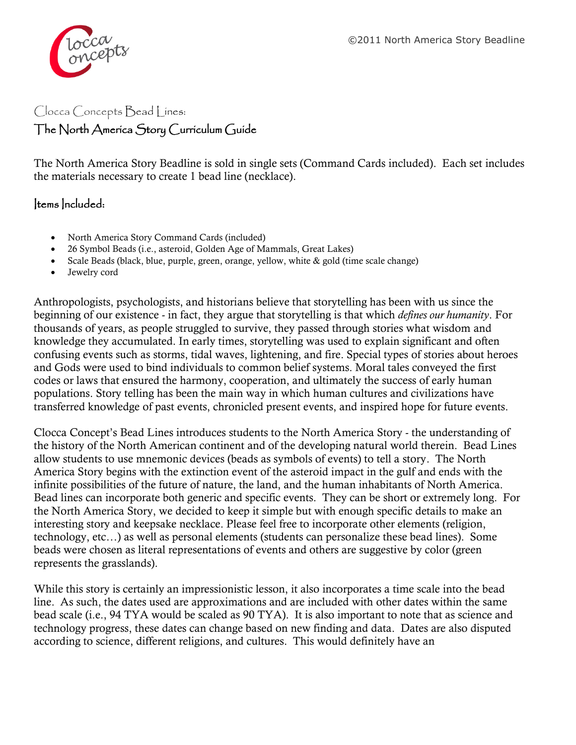# Clocca Concepts Bead Lines:

## The North America Story Curriculum Guide

The North America Story Beadline is sold in single sets (Command Cards included). Each set includes the materials necessary to create 1 bead line (necklace).

### Items Included:

- North America Story Command Cards (included)
- 26 Symbol Beads (i.e., asteroid, Golden Age of Mammals, Great Lakes)
- Scale Beads (black, blue, purple, green, orange, yellow, white & gold (time scale change)
- Jewelry cord

Anthropologists, psychologists, and historians believe that storytelling has been with us since the beginning of our existence - in fact, they argue that storytelling is that which *defines our humanity*. For thousands of years, as people struggled to survive, they passed through stories what wisdom and knowledge they accumulated. In early times, storytelling was used to explain significant and often confusing events such as storms, tidal waves, lightening, and fire. Special types of stories about heroes and Gods were used to bind individuals to common belief systems. Moral tales conveyed the first codes or laws that ensured the harmony, cooperation, and ultimately the success of early human populations. Story telling has been the main way in which human cultures and civilizations have transferred knowledge of past events, chronicled present events, and inspired hope for future events.

Clocca Concept's Bead Lines introduces students to the North America Story - the understanding of the history of the North American continent and of the developing natural world therein. Bead Lines allow students to use mnemonic devices (beads as symbols of events) to tell a story. The North America Story begins with the extinction event of the asteroid impact in the gulf and ends with the infinite possibilities of the future of nature, the land, and the human inhabitants of North America. Bead lines can incorporate both generic and specific events. They can be short or extremely long. For the North America Story, we decided to keep it simple but with enough specific details to make an interesting story and keepsake necklace. Please feel free to incorporate other elements (religion, technology, etc…) as well as personal elements (students can personalize these bead lines). Some beads were chosen as literal representations of events and others are suggestive by color (green represents the grasslands).

While this story is certainly an impressionistic lesson, it also incorporates a time scale into the bead line. As such, the dates used are approximations and are included with other dates within the same bead scale (i.e., 94 TYA would be scaled as 90 TYA). It is also important to note that as science and technology progress, these dates can change based on new finding and data. Dates are also disputed according to science, different religions, and cultures. This would definitely have an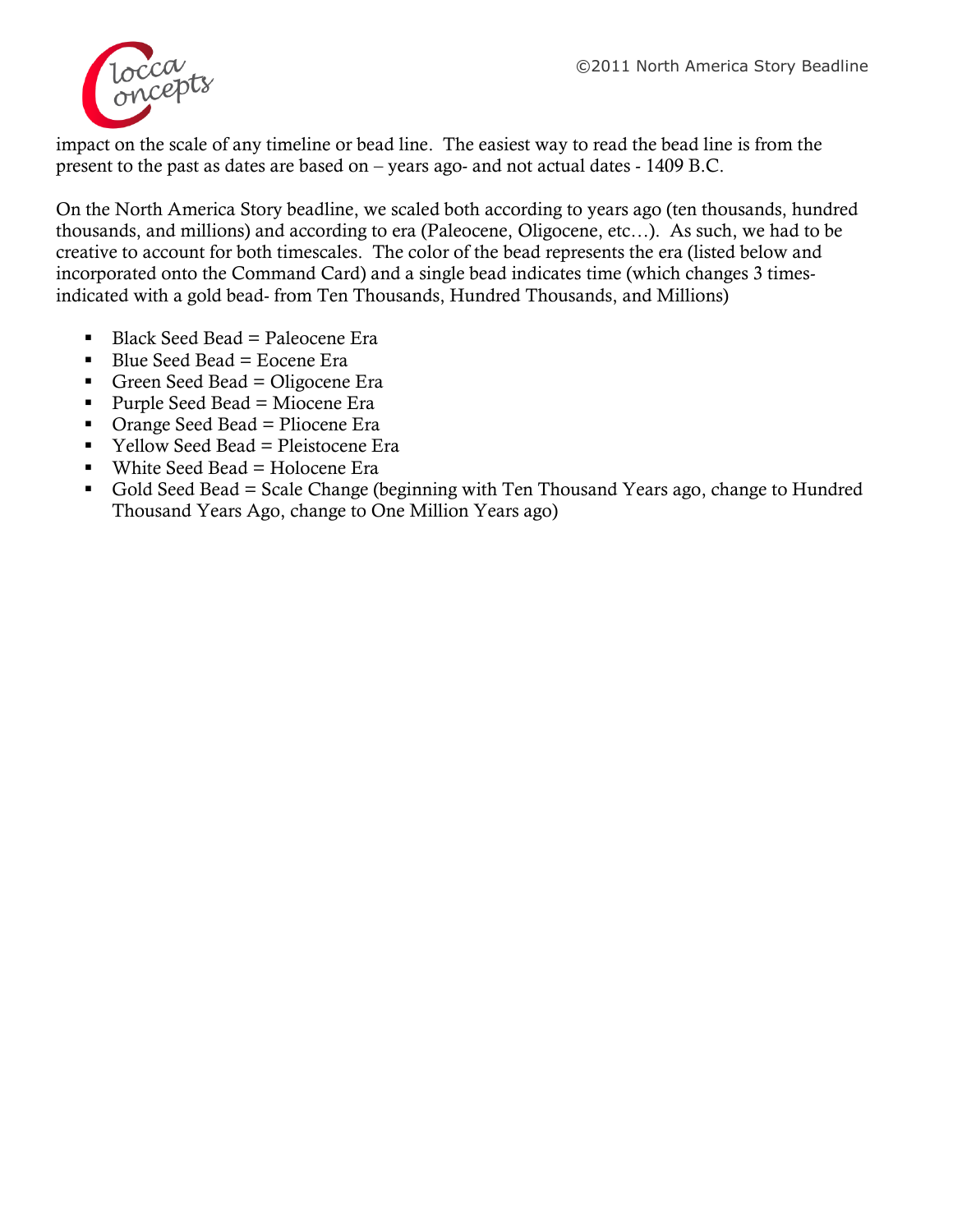impact on the scale of any timeline or bead line. The easiest way to read the bead line is from the present to the past as dates are based on – years ago- and not actual dates - 1409 B.C.

On the North America Story beadline, we scaled both according to years ago (ten thousands, hundred thousands, and millions) and according to era (Paleocene, Oligocene, etc…). As such, we had to be creative to account for both timescales. The color of the bead represents the era (listed below and incorporated onto the Command Card) and a single bead indicates time (which changes 3 times- indicated with a gold bead- from Ten Thousands, Hundred Thousands, and Millions)

- Black Seed Bead = Paleocene Era
- Blue Seed Bead = Eocene Era
- Green Seed Bead = Oligocene Era
- Purple Seed Bead = Miocene Era
- Orange Seed Bead = Pliocene Era
- Yellow Seed Bead = Pleistocene Era
- White Seed Bead = Holocene Era
- Gold Seed Bead = Scale Change (beginning with Ten Thousand Years ago, change to Hundred Thousand Years Ago, change to One Million Years ago)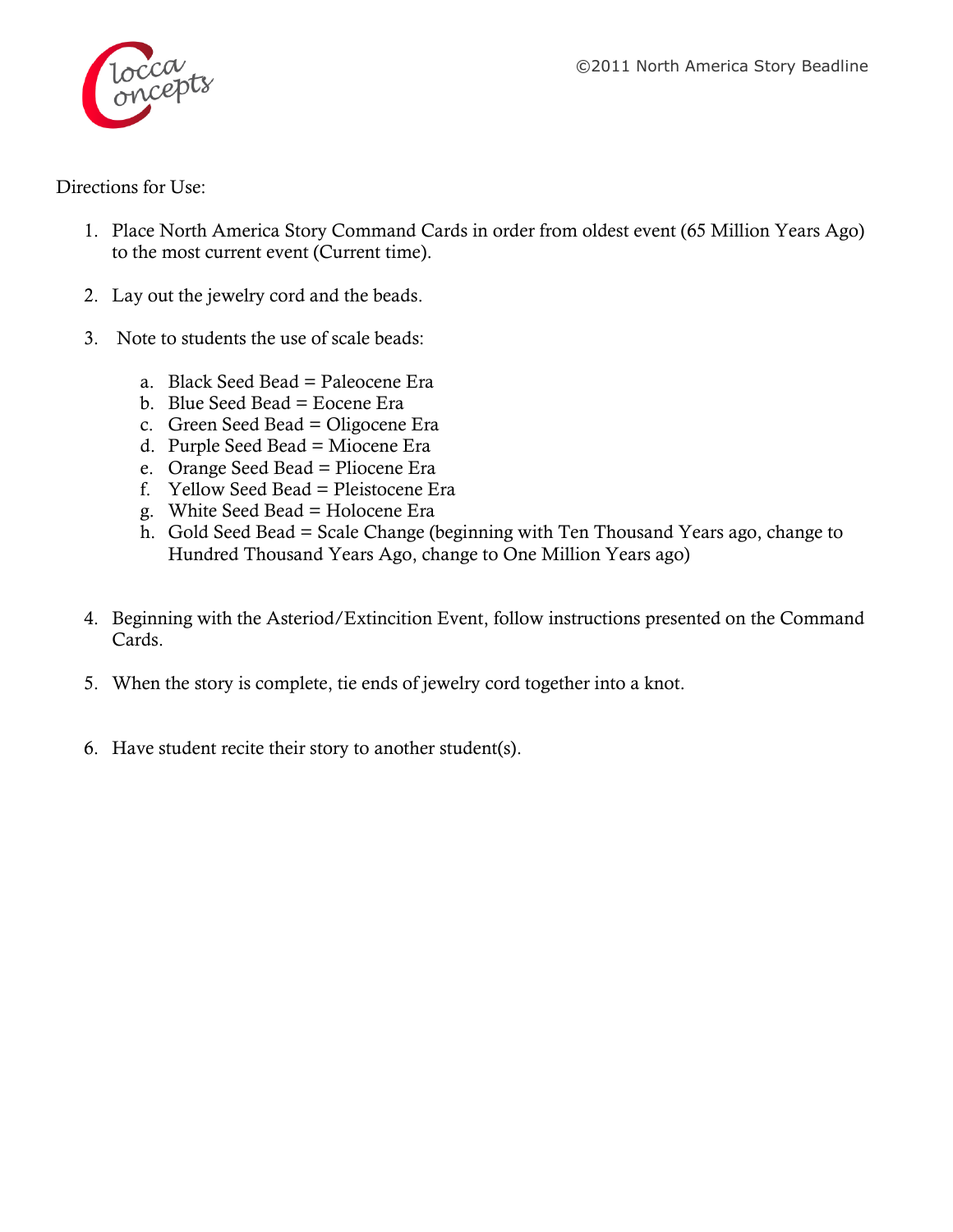Directions for Use:

1. Place North America Story Command Cards in order from oldest event (65 Million Years Ago) to the most current event (Current time).

2. Lay out the jewelry cord and the beads.

3. Note to students the use of scale beads:

    a. Black Seed Bead = Paleocene Era
    b. Blue Seed Bead = Eocene Era
    c. Green Seed Bead = Oligocene Era
    d. Purple Seed Bead = Miocene Era
    e. Orange Seed Bead = Pliocene Era
    f. Yellow Seed Bead = Pleistocene Era
    g. White Seed Bead = Holocene Era
    h. Gold Seed Bead = Scale Change (beginning with Ten Thousand Years ago, change to Hundred Thousand Years Ago, change to One Million Years ago)

4. Beginning with the Asteriod/Extincition Event, follow instructions presented on the Command Cards.

5. When the story is complete, tie ends of jewelry cord together into a knot.

6. Have student recite their story to another student(s).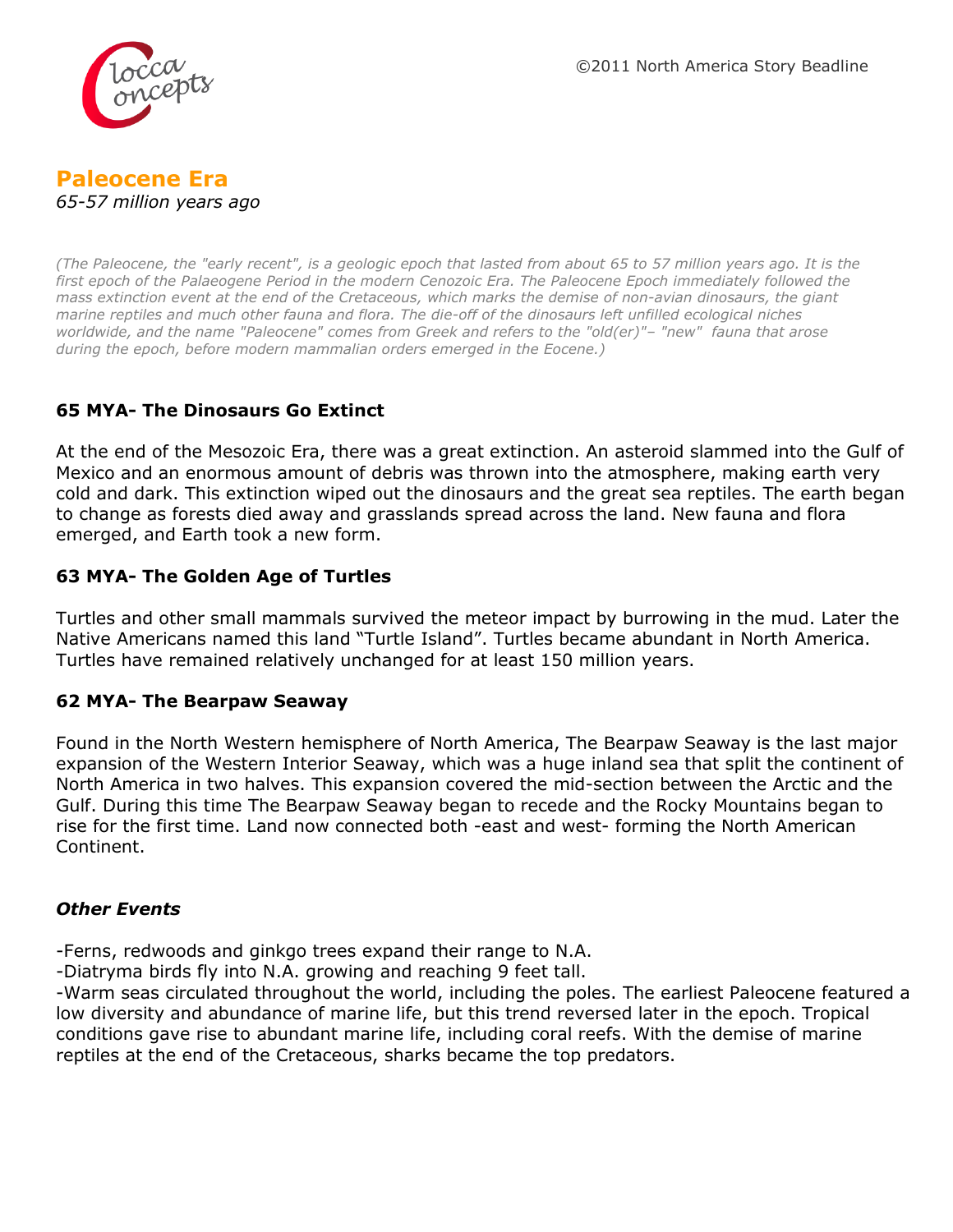# Paleocene Era

*65-57 million years ago*

*(The Paleocene, the "early recent", is a geologic epoch that lasted from about 65 to 57 million years ago. It is the first epoch of the Palaeogene Period in the modern Cenozoic Era. The Paleocene Epoch immediately followed the mass extinction event at the end of the Cretaceous, which marks the demise of non-avian dinosaurs, the giant marine reptiles and much other fauna and flora. The die-off of the dinosaurs left unfilled ecological niches worldwide, and the name "Paleocene" comes from Greek and refers to the "old(er)"– "new" fauna that arose during the epoch, before modern mammalian orders emerged in the Eocene.)*

### 65 MYA- The Dinosaurs Go Extinct

At the end of the Mesozoic Era, there was a great extinction. An asteroid slammed into the Gulf of Mexico and an enormous amount of debris was thrown into the atmosphere, making earth very cold and dark. This extinction wiped out the dinosaurs and the great sea reptiles. The earth began to change as forests died away and grasslands spread across the land. New fauna and flora emerged, and Earth took a new form.

### 63 MYA- The Golden Age of Turtles

Turtles and other small mammals survived the meteor impact by burrowing in the mud. Later the Native Americans named this land "Turtle Island". Turtles became abundant in North America. Turtles have remained relatively unchanged for at least 150 million years.

### 62 MYA- The Bearpaw Seaway

Found in the North Western hemisphere of North America, The Bearpaw Seaway is the last major expansion of the Western Interior Seaway, which was a huge inland sea that split the continent of North America in two halves. This expansion covered the mid-section between the Arctic and the Gulf. During this time The Bearpaw Seaway began to recede and the Rocky Mountains began to rise for the first time. Land now connected both -east and west- forming the North American Continent.

### *Other Events*

-Ferns, redwoods and ginkgo trees expand their range to N.A.
-Diatryma birds fly into N.A. growing and reaching 9 feet tall.
-Warm seas circulated throughout the world, including the poles. The earliest Paleocene featured a low diversity and abundance of marine life, but this trend reversed later in the epoch. Tropical conditions gave rise to abundant marine life, including coral reefs. With the demise of marine reptiles at the end of the Cretaceous, sharks became the top predators.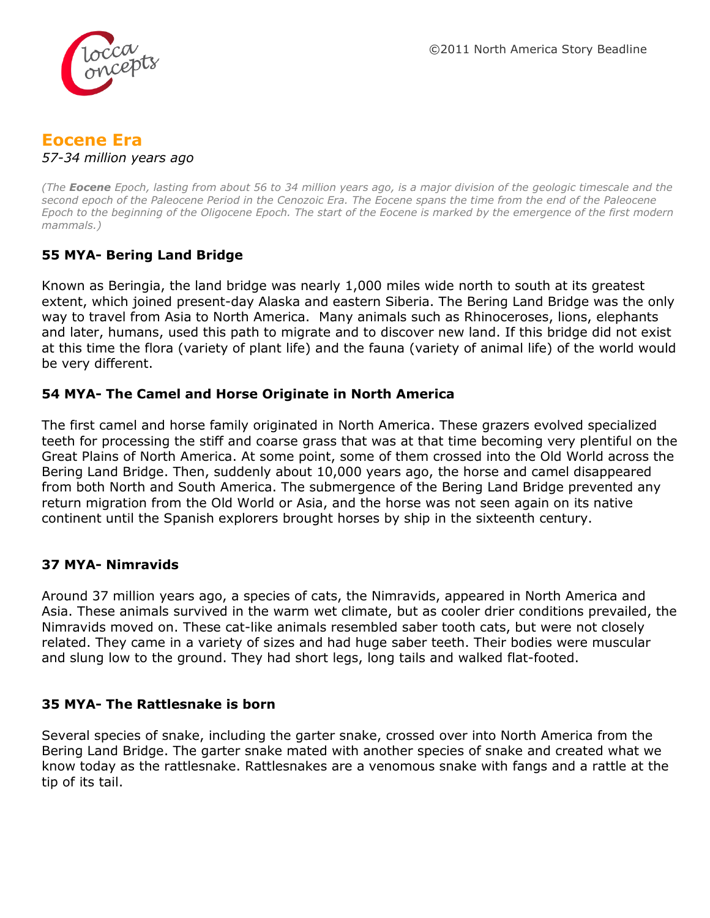## Eocene Era

*57-34 million years ago*

*(The **Eocene** Epoch, lasting from about 56 to 34 million years ago, is a major division of the geologic timescale and the second epoch of the Paleocene Period in the Cenozoic Era. The Eocene spans the time from the end of the Paleocene Epoch to the beginning of the Oligocene Epoch. The start of the Eocene is marked by the emergence of the first modern mammals.)*

### 55 MYA- Bering Land Bridge

Known as Beringia, the land bridge was nearly 1,000 miles wide north to south at its greatest extent, which joined present-day Alaska and eastern Siberia. The Bering Land Bridge was the only way to travel from Asia to North America. Many animals such as Rhinoceroses, lions, elephants and later, humans, used this path to migrate and to discover new land. If this bridge did not exist at this time the flora (variety of plant life) and the fauna (variety of animal life) of the world would be very different.

### 54 MYA- The Camel and Horse Originate in North America

The first camel and horse family originated in North America. These grazers evolved specialized teeth for processing the stiff and coarse grass that was at that time becoming very plentiful on the Great Plains of North America. At some point, some of them crossed into the Old World across the Bering Land Bridge. Then, suddenly about 10,000 years ago, the horse and camel disappeared from both North and South America. The submergence of the Bering Land Bridge prevented any return migration from the Old World or Asia, and the horse was not seen again on its native continent until the Spanish explorers brought horses by ship in the sixteenth century.

### 37 MYA- Nimravids

Around 37 million years ago, a species of cats, the Nimravids, appeared in North America and Asia. These animals survived in the warm wet climate, but as cooler drier conditions prevailed, the Nimravids moved on. These cat-like animals resembled saber tooth cats, but were not closely related. They came in a variety of sizes and had huge saber teeth. Their bodies were muscular and slung low to the ground. They had short legs, long tails and walked flat-footed.

### 35 MYA- The Rattlesnake is born

Several species of snake, including the garter snake, crossed over into North America from the Bering Land Bridge. The garter snake mated with another species of snake and created what we know today as the rattlesnake. Rattlesnakes are a venomous snake with fangs and a rattle at the tip of its tail.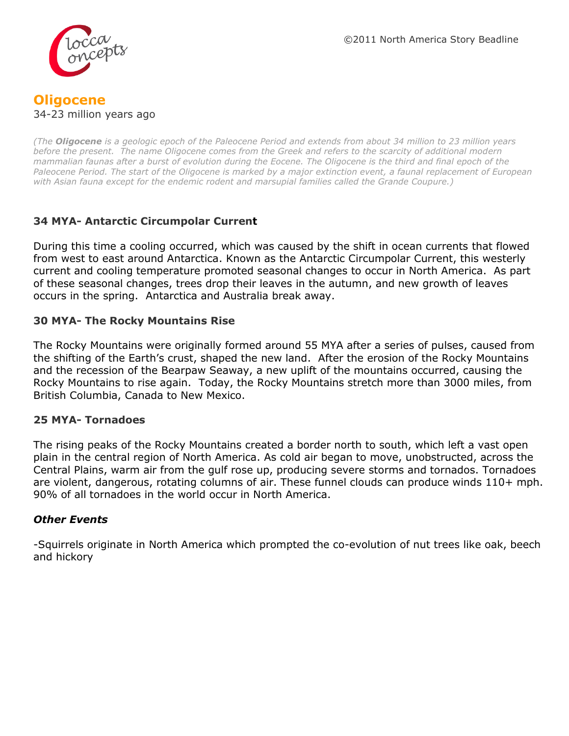# Oligocene

34-23 million years ago

*(The **Oligocene** is a geologic epoch of the Paleocene Period and extends from about 34 million to 23 million years before the present. The name Oligocene comes from the Greek and refers to the scarcity of additional modern mammalian faunas after a burst of evolution during the Eocene. The Oligocene is the third and final epoch of the Paleocene Period. The start of the Oligocene is marked by a major extinction event, a faunal replacement of European with Asian fauna except for the endemic rodent and marsupial families called the Grande Coupure.)*

### 34 MYA- Antarctic Circumpolar Current

During this time a cooling occurred, which was caused by the shift in ocean currents that flowed from west to east around Antarctica. Known as the Antarctic Circumpolar Current, this westerly current and cooling temperature promoted seasonal changes to occur in North America. As part of these seasonal changes, trees drop their leaves in the autumn, and new growth of leaves occurs in the spring. Antarctica and Australia break away.

### 30 MYA- The Rocky Mountains Rise

The Rocky Mountains were originally formed around 55 MYA after a series of pulses, caused from the shifting of the Earth's crust, shaped the new land. After the erosion of the Rocky Mountains and the recession of the Bearpaw Seaway, a new uplift of the mountains occurred, causing the Rocky Mountains to rise again. Today, the Rocky Mountains stretch more than 3000 miles, from British Columbia, Canada to New Mexico.

### 25 MYA- Tornadoes

The rising peaks of the Rocky Mountains created a border north to south, which left a vast open plain in the central region of North America. As cold air began to move, unobstructed, across the Central Plains, warm air from the gulf rose up, producing severe storms and tornados. Tornadoes are violent, dangerous, rotating columns of air. These funnel clouds can produce winds 110+ mph. 90% of all tornadoes in the world occur in North America.

### *Other Events*

-Squirrels originate in North America which prompted the co-evolution of nut trees like oak, beech and hickory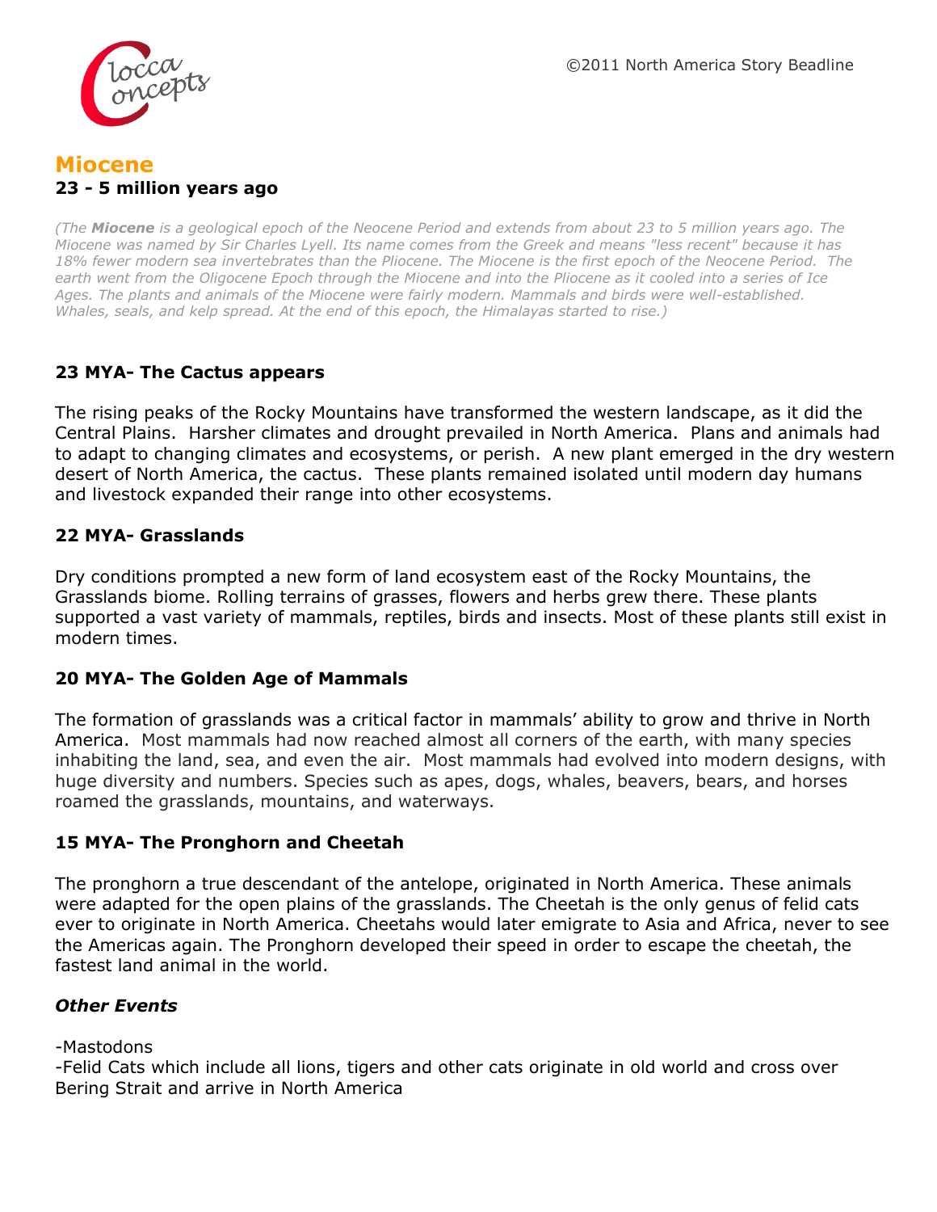## Miocene

**23 - 5 million years ago**

*(The **Miocene** is a geological epoch of the Neocene Period and extends from about 23 to 5 million years ago. The Miocene was named by Sir Charles Lyell. Its name comes from the Greek and means "less recent" because it has 18% fewer modern sea invertebrates than the Pliocene. The Miocene is the first epoch of the Neocene Period. The earth went from the Oligocene Epoch through the Miocene and into the Pliocene as it cooled into a series of Ice Ages. The plants and animals of the Miocene were fairly modern. Mammals and birds were well-established. Whales, seals, and kelp spread. At the end of this epoch, the Himalayas started to rise.)*

### 23 MYA- The Cactus appears

The rising peaks of the Rocky Mountains have transformed the western landscape, as it did the Central Plains. Harsher climates and drought prevailed in North America. Plans and animals had to adapt to changing climates and ecosystems, or perish. A new plant emerged in the dry western desert of North America, the cactus. These plants remained isolated until modern day humans and livestock expanded their range into other ecosystems.

### 22 MYA- Grasslands

Dry conditions prompted a new form of land ecosystem east of the Rocky Mountains, the Grasslands biome. Rolling terrains of grasses, flowers and herbs grew there. These plants supported a vast variety of mammals, reptiles, birds and insects. Most of these plants still exist in modern times.

### 20 MYA- The Golden Age of Mammals

The formation of grasslands was a critical factor in mammals' ability to grow and thrive in North America. Most mammals had now reached almost all corners of the earth, with many species inhabiting the land, sea, and even the air. Most mammals had evolved into modern designs, with huge diversity and numbers. Species such as apes, dogs, whales, beavers, bears, and horses roamed the grasslands, mountains, and waterways.

### 15 MYA- The Pronghorn and Cheetah

The pronghorn a true descendant of the antelope, originated in North America. These animals were adapted for the open plains of the grasslands. The Cheetah is the only genus of felid cats ever to originate in North America. Cheetahs would later emigrate to Asia and Africa, never to see the Americas again. The Pronghorn developed their speed in order to escape the cheetah, the fastest land animal in the world.

### *Other Events*

-Mastodons
-Felid Cats which include all lions, tigers and other cats originate in old world and cross over Bering Strait and arrive in North America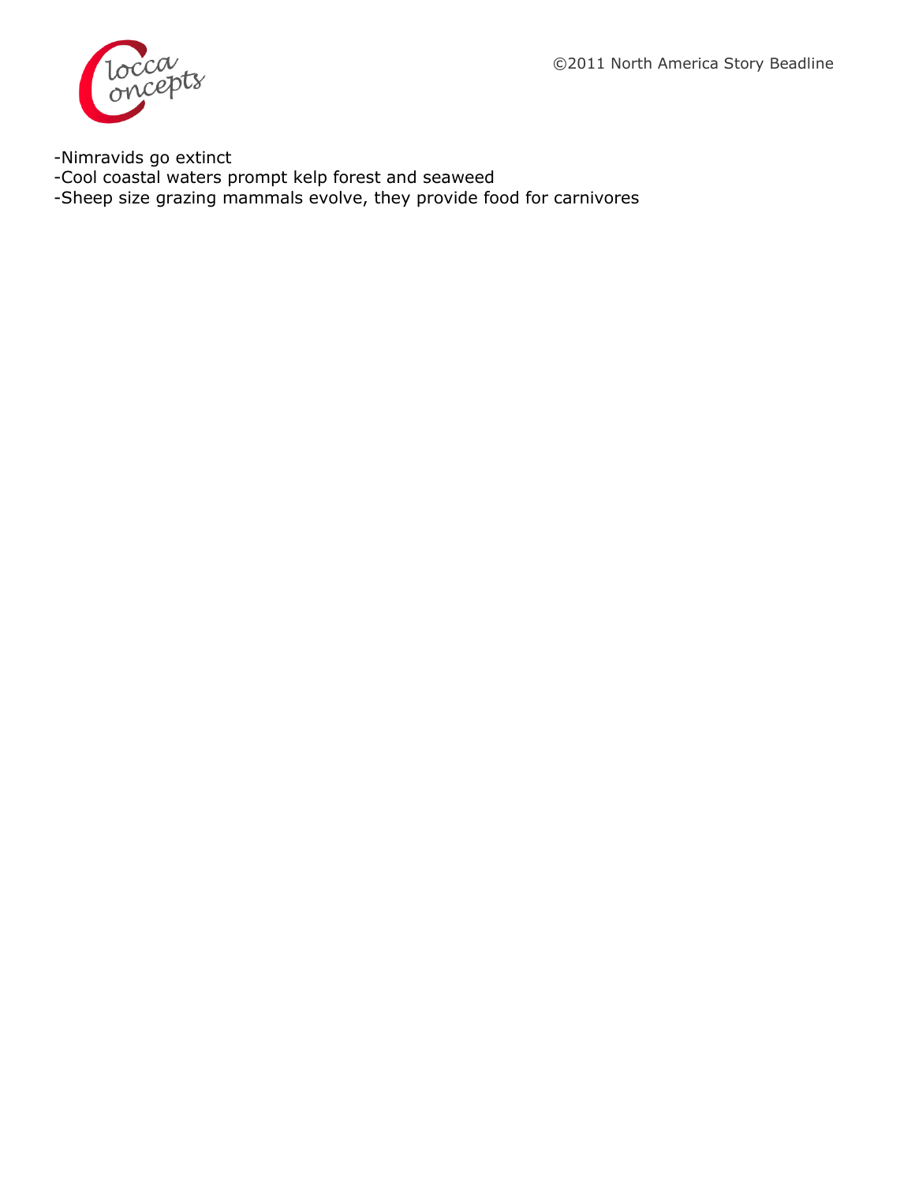-Nimravids go extinct
-Cool coastal waters prompt kelp forest and seaweed
-Sheep size grazing mammals evolve, they provide food for carnivores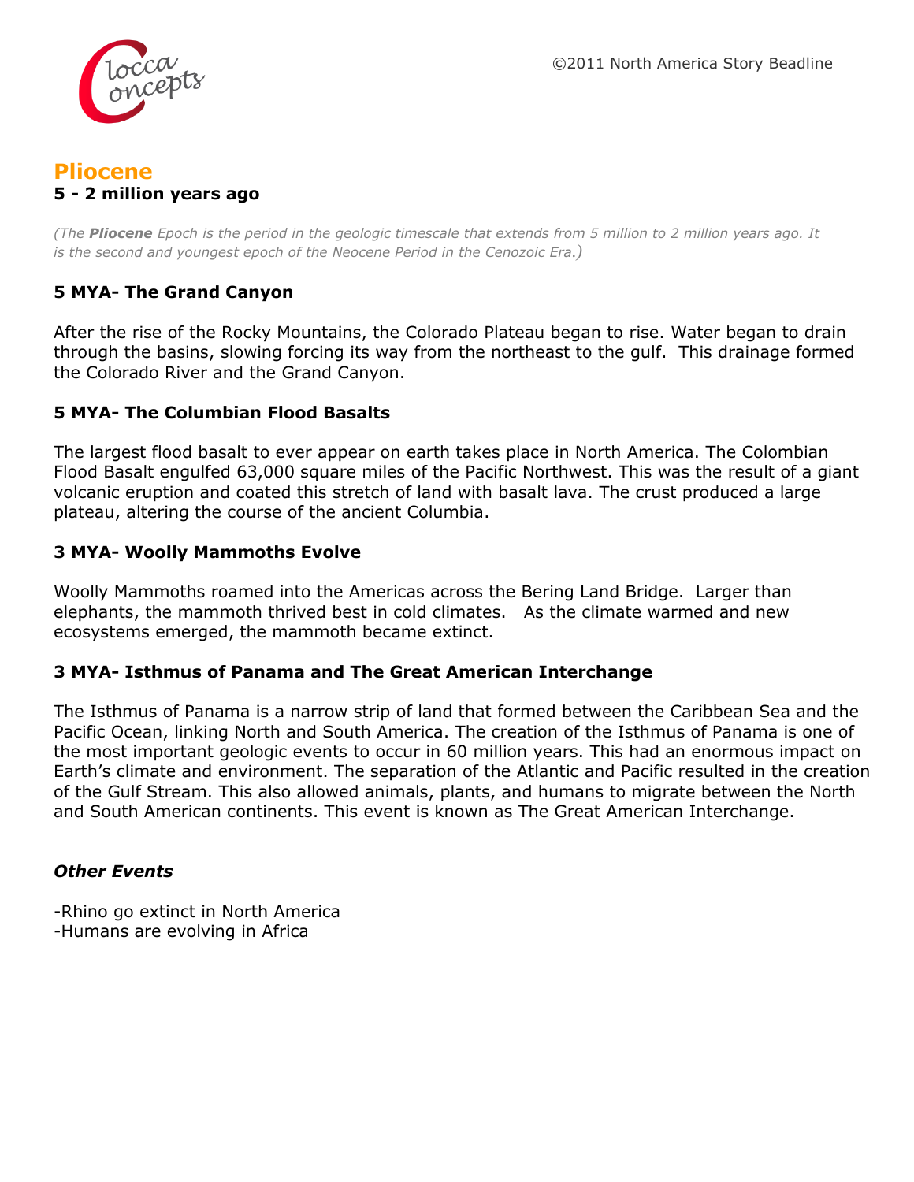## Pliocene

**5 - 2 million years ago**

*(The **Pliocene** Epoch is the period in the geologic timescale that extends from 5 million to 2 million years ago. It is the second and youngest epoch of the Neocene Period in the Cenozoic Era.)*

### 5 MYA- The Grand Canyon

After the rise of the Rocky Mountains, the Colorado Plateau began to rise. Water began to drain through the basins, slowing forcing its way from the northeast to the gulf. This drainage formed the Colorado River and the Grand Canyon.

### 5 MYA- The Columbian Flood Basalts

The largest flood basalt to ever appear on earth takes place in North America. The Colombian Flood Basalt engulfed 63,000 square miles of the Pacific Northwest. This was the result of a giant volcanic eruption and coated this stretch of land with basalt lava. The crust produced a large plateau, altering the course of the ancient Columbia.

### 3 MYA- Woolly Mammoths Evolve

Woolly Mammoths roamed into the Americas across the Bering Land Bridge. Larger than elephants, the mammoth thrived best in cold climates. As the climate warmed and new ecosystems emerged, the mammoth became extinct.

### 3 MYA- Isthmus of Panama and The Great American Interchange

The Isthmus of Panama is a narrow strip of land that formed between the Caribbean Sea and the Pacific Ocean, linking North and South America. The creation of the Isthmus of Panama is one of the most important geologic events to occur in 60 million years. This had an enormous impact on Earth's climate and environment. The separation of the Atlantic and Pacific resulted in the creation of the Gulf Stream. This also allowed animals, plants, and humans to migrate between the North and South American continents. This event is known as The Great American Interchange.

### *Other Events*

-Rhino go extinct in North America
-Humans are evolving in Africa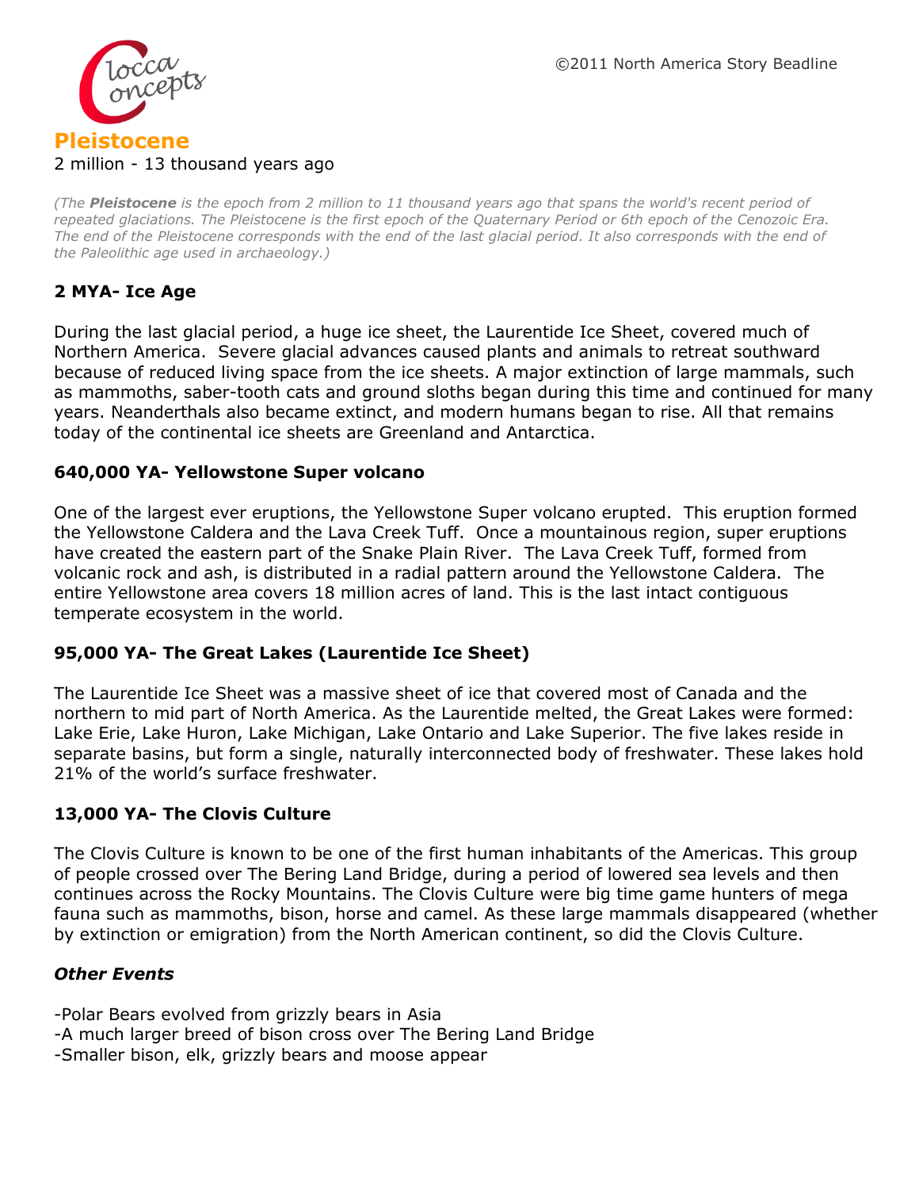# Pleistocene

2 million - 13 thousand years ago

*(The **Pleistocene** is the epoch from 2 million to 11 thousand years ago that spans the world's recent period of repeated glaciations. The Pleistocene is the first epoch of the Quaternary Period or 6th epoch of the Cenozoic Era. The end of the Pleistocene corresponds with the end of the last glacial period. It also corresponds with the end of the Paleolithic age used in archaeology.)*

### 2 MYA- Ice Age

During the last glacial period, a huge ice sheet, the Laurentide Ice Sheet, covered much of Northern America. Severe glacial advances caused plants and animals to retreat southward because of reduced living space from the ice sheets. A major extinction of large mammals, such as mammoths, saber-tooth cats and ground sloths began during this time and continued for many years. Neanderthals also became extinct, and modern humans began to rise. All that remains today of the continental ice sheets are Greenland and Antarctica.

### 640,000 YA- Yellowstone Super volcano

One of the largest ever eruptions, the Yellowstone Super volcano erupted. This eruption formed the Yellowstone Caldera and the Lava Creek Tuff. Once a mountainous region, super eruptions have created the eastern part of the Snake Plain River. The Lava Creek Tuff, formed from volcanic rock and ash, is distributed in a radial pattern around the Yellowstone Caldera. The entire Yellowstone area covers 18 million acres of land. This is the last intact contiguous temperate ecosystem in the world.

### 95,000 YA- The Great Lakes (Laurentide Ice Sheet)

The Laurentide Ice Sheet was a massive sheet of ice that covered most of Canada and the northern to mid part of North America. As the Laurentide melted, the Great Lakes were formed: Lake Erie, Lake Huron, Lake Michigan, Lake Ontario and Lake Superior. The five lakes reside in separate basins, but form a single, naturally interconnected body of freshwater. These lakes hold 21% of the world's surface freshwater.

### 13,000 YA- The Clovis Culture

The Clovis Culture is known to be one of the first human inhabitants of the Americas. This group of people crossed over The Bering Land Bridge, during a period of lowered sea levels and then continues across the Rocky Mountains. The Clovis Culture were big time game hunters of mega fauna such as mammoths, bison, horse and camel. As these large mammals disappeared (whether by extinction or emigration) from the North American continent, so did the Clovis Culture.

### *Other Events*

-Polar Bears evolved from grizzly bears in Asia
-A much larger breed of bison cross over The Bering Land Bridge
-Smaller bison, elk, grizzly bears and moose appear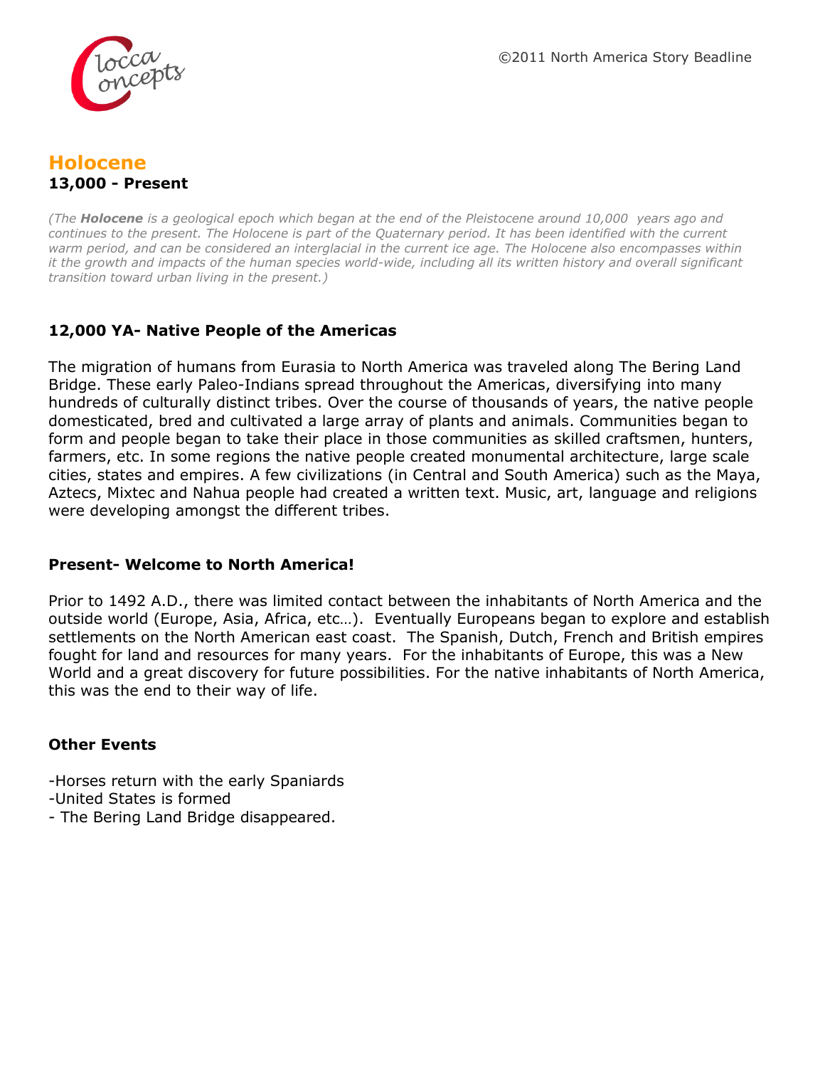## Holocene

**13,000 - Present**

*(The **Holocene** is a geological epoch which began at the end of the Pleistocene around 10,000 years ago and continues to the present. The Holocene is part of the Quaternary period. It has been identified with the current warm period, and can be considered an interglacial in the current ice age. The Holocene also encompasses within it the growth and impacts of the human species world-wide, including all its written history and overall significant transition toward urban living in the present.)*

### 12,000 YA- Native People of the Americas

The migration of humans from Eurasia to North America was traveled along The Bering Land Bridge. These early Paleo-Indians spread throughout the Americas, diversifying into many hundreds of culturally distinct tribes. Over the course of thousands of years, the native people domesticated, bred and cultivated a large array of plants and animals. Communities began to form and people began to take their place in those communities as skilled craftsmen, hunters, farmers, etc. In some regions the native people created monumental architecture, large scale cities, states and empires. A few civilizations (in Central and South America) such as the Maya, Aztecs, Mixtec and Nahua people had created a written text. Music, art, language and religions were developing amongst the different tribes.

### Present- Welcome to North America!

Prior to 1492 A.D., there was limited contact between the inhabitants of North America and the outside world (Europe, Asia, Africa, etc…). Eventually Europeans began to explore and establish settlements on the North American east coast. The Spanish, Dutch, French and British empires fought for land and resources for many years. For the inhabitants of Europe, this was a New World and a great discovery for future possibilities. For the native inhabitants of North America, this was the end to their way of life.

### Other Events

-Horses return with the early Spaniards
-United States is formed
- The Bering Land Bridge disappeared.